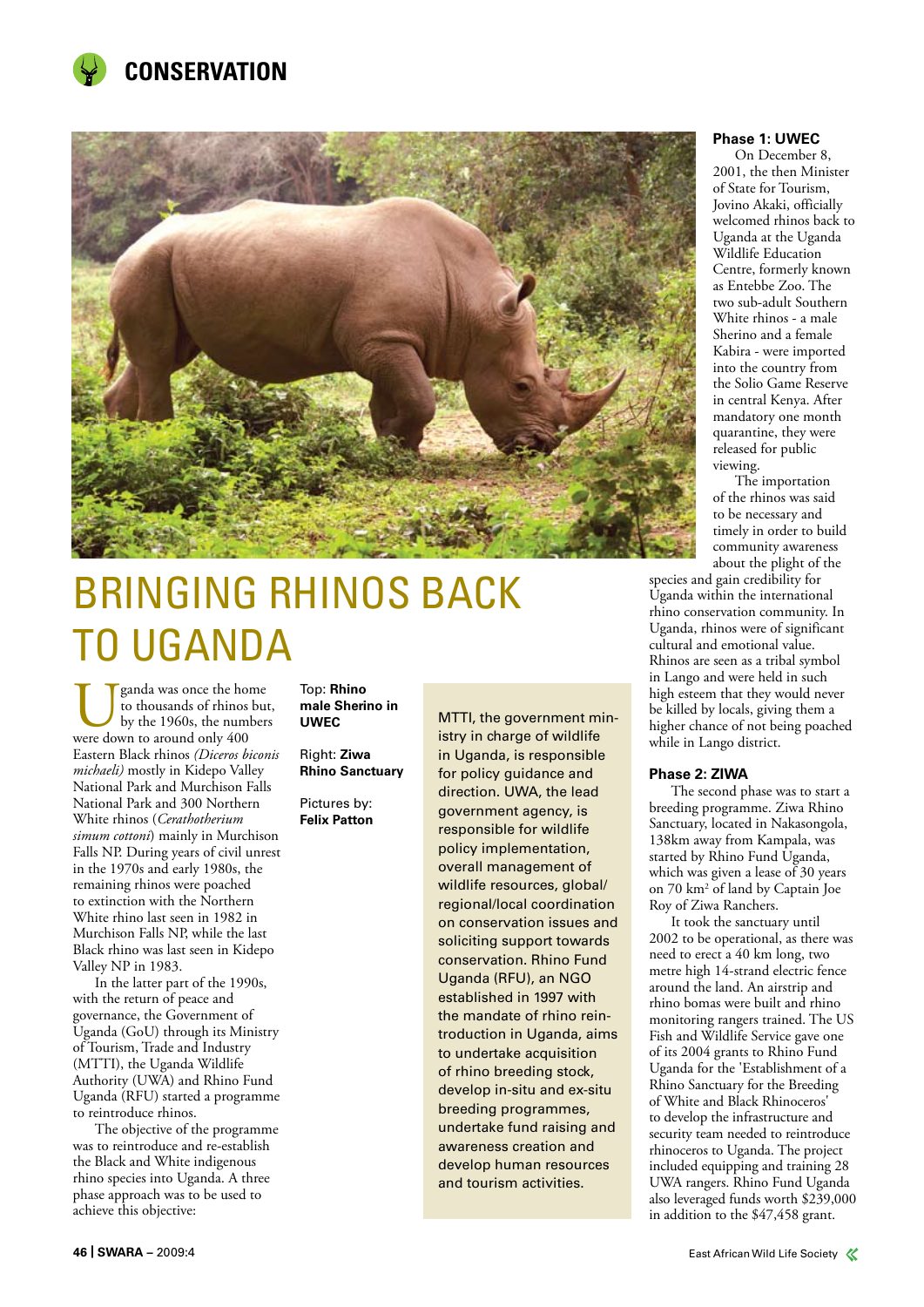# BRINGING RHINOS BACK TO UGANDA

Uganda was once the home to thousands of rhinos but, by the 1960s, the numbers were down to around only 400 Eastern Black rhinos *(Diceros biconis michaeli)* mostly in Kidepo Valley National Park and Murchison Falls National Park and 300 Northern White rhinos (*Cerathotherium simum cottoni*) mainly in Murchison Falls NP. During years of civil unrest in the 1970s and early 1980s, the remaining rhinos were poached to extinction with the Northern White rhino last seen in 1982 in Murchison Falls NP, while the last Black rhino was last seen in Kidepo Valley NP in 1983.

In the latter part of the 1990s, with the return of peace and governance, the Government of Uganda (GoU) through its Ministry of Tourism, Trade and Industry (MTTI), the Uganda Wildlife Authority (UWA) and Rhino Fund Uganda (RFU) started a programme to reintroduce rhinos.

The objective of the programme was to reintroduce and re-establish the Black and White indigenous rhino species into Uganda. A three phase approach was to be used to achieve this objective:

Top: **Rhino male Sherino in UWEC**

Right: **Ziwa Rhino Sanctuary**

Pictures by: **Felix Patton**

MTTI, the government ministry in charge of wildlife in Uganda, is responsible for policy guidance and direction. UWA, the lead government agency, is responsible for wildlife policy implementation, overall management of wildlife resources, global/regional/local coordination on conservation issues and soliciting support towards conservation. Rhino Fund Uganda (RFU), an NGO established in 1997 with the mandate of rhino reintroduction in Uganda, aims to undertake acquisition of rhino breeding stock, develop in-situ and ex-situ breeding programmes, undertake fund raising and awareness creation and develop human resources and tourism activities.

### Phase 1: UWEC

On December 8, 2001, the then Minister of State for Tourism, Jovino Akaki, officially welcomed rhinos back to Uganda at the Uganda Wildlife Education Centre, formerly known as Entebbe Zoo. The two sub-adult Southern White rhinos - a male Sherino and a female Kabira - were imported into the country from the Solio Game Reserve in central Kenya. After mandatory one month quarantine, they were released for public viewing.

The importation of the rhinos was said to be necessary and timely in order to build community awareness about the plight of the species and gain credibility for Uganda within the international rhino conservation community. In Uganda, rhinos were of significant cultural and emotional value. Rhinos are seen as a tribal symbol in Lango and were held in such high esteem that they would never be killed by locals, giving them a higher chance of not being poached while in Lango district.

### Phase 2: ZIWA

The second phase was to start a breeding programme. Ziwa Rhino Sanctuary, located in Nakasongola, 138km away from Kampala, was started by Rhino Fund Uganda, which was given a lease of 30 years on 70 km$^2$ of land by Captain Joe Roy of Ziwa Ranchers.

It took the sanctuary until 2002 to be operational, as there was need to erect a 40 km long, two metre high 14-strand electric fence around the land. An airstrip and rhino bomas were built and rhino monitoring rangers trained. The US Fish and Wildlife Service gave one of its 2004 grants to Rhino Fund Uganda for the 'Establishment of a Rhino Sanctuary for the Breeding of White and Black Rhinoceros' to develop the infrastructure and security team needed to reintroduce rhinoceros to Uganda. The project included equipping and training 28 UWA rangers. Rhino Fund Uganda also leveraged funds worth $239,000 in addition to the $47,458 grant.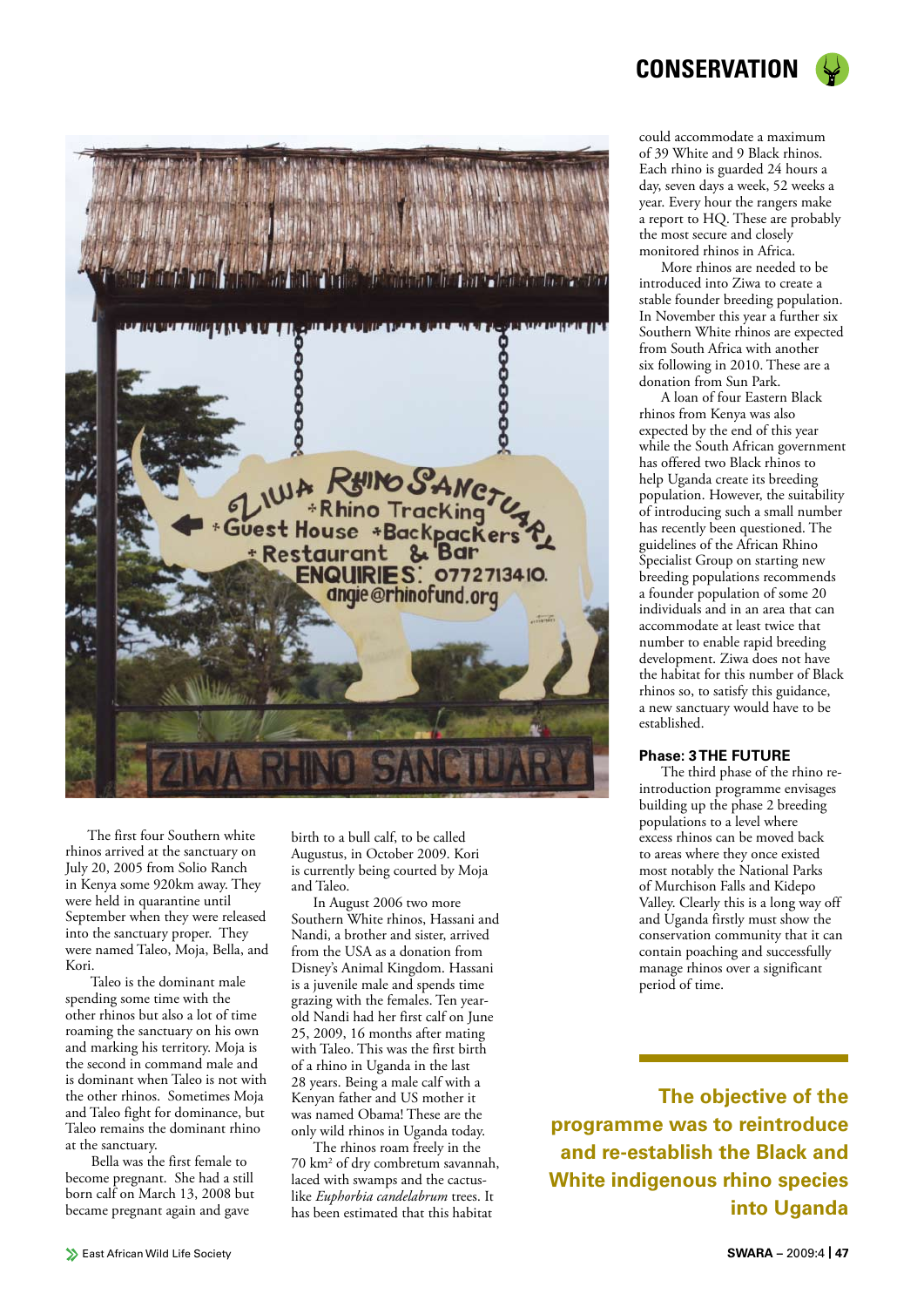The first four Southern white rhinos arrived at the sanctuary on July 20, 2005 from Solio Ranch in Kenya some 920km away. They were held in quarantine until September when they were released into the sanctuary proper. They were named Taleo, Moja, Bella, and Kori.

Taleo is the dominant male spending some time with the other rhinos but also a lot of time roaming the sanctuary on his own and marking his territory. Moja is the second in command male and is dominant when Taleo is not with the other rhinos. Sometimes Moja and Taleo fight for dominance, but Taleo remains the dominant rhino at the sanctuary.

Bella was the first female to become pregnant. She had a still born calf on March 13, 2008 but became pregnant again and gave birth to a bull calf, to be called Augustus, in October 2009. Kori is currently being courted by Moja and Taleo.

In August 2006 two more Southern White rhinos, Hassani and Nandi, a brother and sister, arrived from the USA as a donation from Disney's Animal Kingdom. Hassani is a juvenile male and spends time grazing with the females. Ten year-old Nandi had her first calf on June 25, 2009, 16 months after mating with Taleo. This was the first birth of a rhino in Uganda in the last 28 years. Being a male calf with a Kenyan father and US mother it was named Obama! These are the only wild rhinos in Uganda today.

The rhinos roam freely in the 70 km$^2$ of dry combretum savannah, laced with swamps and the cactus-like *Euphorbia candelabrum* trees. It has been estimated that this habitat could accommodate a maximum of 39 White and 9 Black rhinos. Each rhino is guarded 24 hours a day, seven days a week, 52 weeks a year. Every hour the rangers make a report to HQ. These are probably the most secure and closely monitored rhinos in Africa.

More rhinos are needed to be introduced into Ziwa to create a stable founder breeding population. In November this year a further six Southern White rhinos are expected from South Africa with another six following in 2010. These are a donation from Sun Park.

A loan of four Eastern Black rhinos from Kenya was also expected by the end of this year while the South African government has offered two Black rhinos to help Uganda create its breeding population. However, the suitability of introducing such a small number has recently been questioned. The guidelines of the African Rhino Specialist Group on starting new breeding populations recommends a founder population of some 20 individuals and in an area that can accommodate at least twice that number to enable rapid breeding development. Ziwa does not have the habitat for this number of Black rhinos so, to satisfy this guidance, a new sanctuary would have to be established.

### Phase: 3 THE FUTURE

The third phase of the rhino re-introduction programme envisages building up the phase 2 breeding populations to a level where excess rhinos can be moved back to areas where they once existed most notably the National Parks of Murchison Falls and Kidepo Valley. Clearly this is a long way off and Uganda firstly must show the conservation community that it can contain poaching and successfully manage rhinos over a significant period of time.

**The objective of the programme was to reintroduce and re-establish the Black and White indigenous rhino species into Uganda**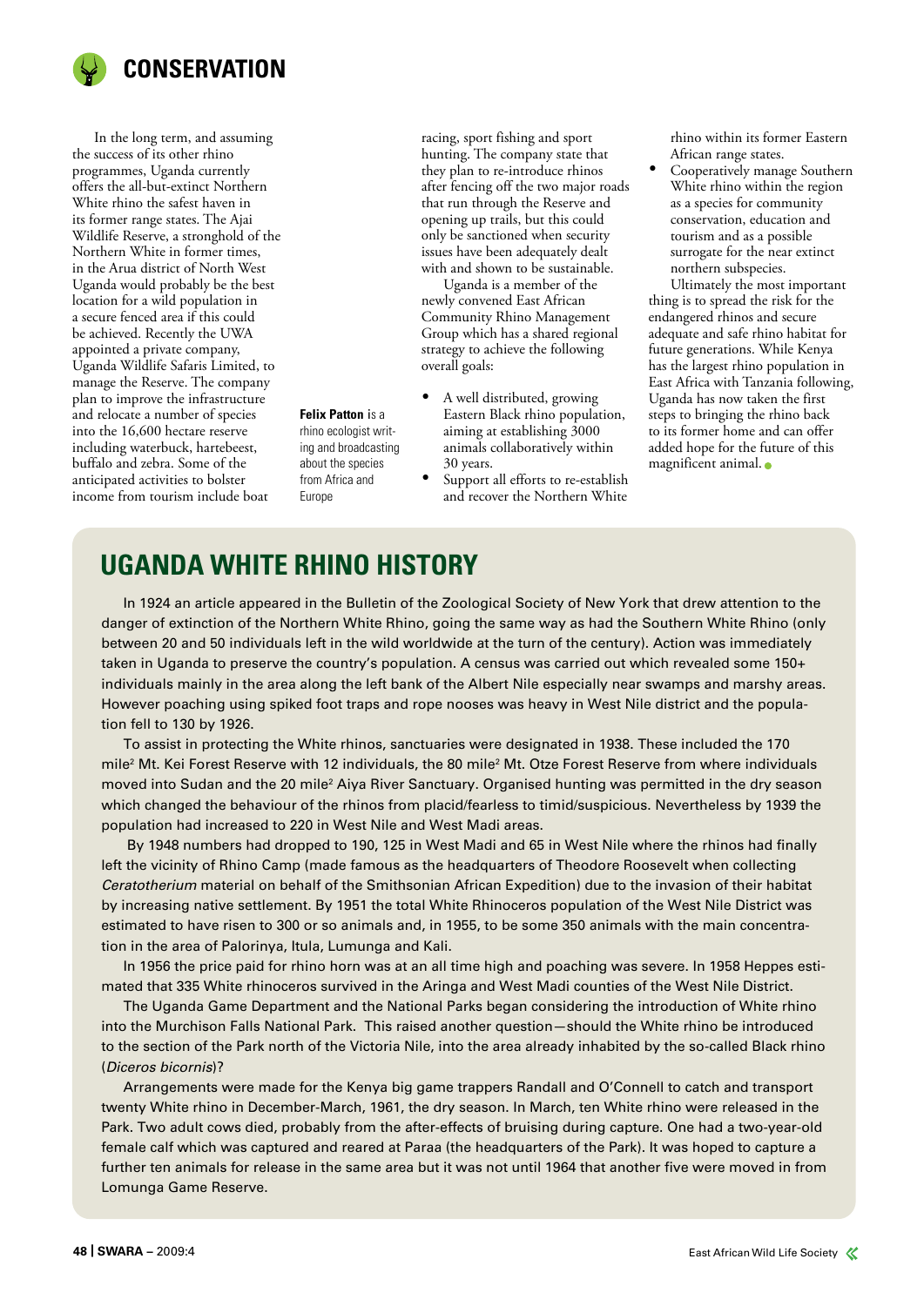In the long term, and assuming the success of its other rhino programmes, Uganda currently offers the all-but-extinct Northern White rhino the safest haven in its former range states. The Ajai Wildlife Reserve, a stronghold of the Northern White in former times, in the Arua district of North West Uganda would probably be the best location for a wild population in a secure fenced area if this could be achieved. Recently the UWA appointed a private company, Uganda Wildlife Safaris Limited, to manage the Reserve. The company plan to improve the infrastructure and relocate a number of species into the 16,600 hectare reserve including waterbuck, hartebeest, buffalo and zebra. Some of the anticipated activities to bolster income from tourism include boat racing, sport fishing and sport hunting. The company state that they plan to re-introduce rhinos after fencing off the two major roads that run through the Reserve and opening up trails, but this could only be sanctioned when security issues have been adequately dealt with and shown to be sustainable.

Uganda is a member of the newly convened East African Community Rhino Management Group which has a shared regional strategy to achieve the following overall goals:

- A well distributed, growing Eastern Black rhino population, aiming at establishing 3000 animals collaboratively within 30 years.
- Support all efforts to re-establish and recover the Northern White rhino within its former Eastern African range states.
- Cooperatively manage Southern White rhino within the region as a species for community conservation, education and tourism and as a possible surrogate for the near extinct northern subspecies.

Ultimately the most important thing is to spread the risk for the endangered rhinos and secure adequate and safe rhino habitat for future generations. While Kenya has the largest rhino population in East Africa with Tanzania following, Uganda has now taken the first steps to bringing the rhino back to its former home and can offer added hope for the future of this magnificent animal.

**Felix Patton** is a rhino ecologist writing and broadcasting about the species from Africa and Europe

## UGANDA WHITE RHINO HISTORY

In 1924 an article appeared in the Bulletin of the Zoological Society of New York that drew attention to the danger of extinction of the Northern White Rhino, going the same way as had the Southern White Rhino (only between 20 and 50 individuals left in the wild worldwide at the turn of the century). Action was immediately taken in Uganda to preserve the country's population. A census was carried out which revealed some 150+ individuals mainly in the area along the left bank of the Albert Nile especially near swamps and marshy areas. However poaching using spiked foot traps and rope nooses was heavy in West Nile district and the population fell to 130 by 1926.

To assist in protecting the White rhinos, sanctuaries were designated in 1938. These included the 170 mile$^2$ Mt. Kei Forest Reserve with 12 individuals, the 80 mile$^2$ Mt. Otze Forest Reserve from where individuals moved into Sudan and the 20 mile$^2$ Aiya River Sanctuary. Organised hunting was permitted in the dry season which changed the behaviour of the rhinos from placid/fearless to timid/suspicious. Nevertheless by 1939 the population had increased to 220 in West Nile and West Madi areas.

By 1948 numbers had dropped to 190, 125 in West Madi and 65 in West Nile where the rhinos had finally left the vicinity of Rhino Camp (made famous as the headquarters of Theodore Roosevelt when collecting *Ceratotherium* material on behalf of the Smithsonian African Expedition) due to the invasion of their habitat by increasing native settlement. By 1951 the total White Rhinoceros population of the West Nile District was estimated to have risen to 300 or so animals and, in 1955, to be some 350 animals with the main concentration in the area of Palorinya, Itula, Lumunga and Kali.

In 1956 the price paid for rhino horn was at an all time high and poaching was severe. In 1958 Heppes estimated that 335 White rhinoceros survived in the Aringa and West Madi counties of the West Nile District.

The Uganda Game Department and the National Parks began considering the introduction of White rhino into the Murchison Falls National Park. This raised another question—should the White rhino be introduced to the section of the Park north of the Victoria Nile, into the area already inhabited by the so-called Black rhino (*Diceros bicornis*)?

Arrangements were made for the Kenya big game trappers Randall and O'Connell to catch and transport twenty White rhino in December-March, 1961, the dry season. In March, ten White rhino were released in the Park. Two adult cows died, probably from the after-effects of bruising during capture. One had a two-year-old female calf which was captured and reared at Paraa (the headquarters of the Park). It was hoped to capture a further ten animals for release in the same area but it was not until 1964 that another five were moved in from Lomunga Game Reserve.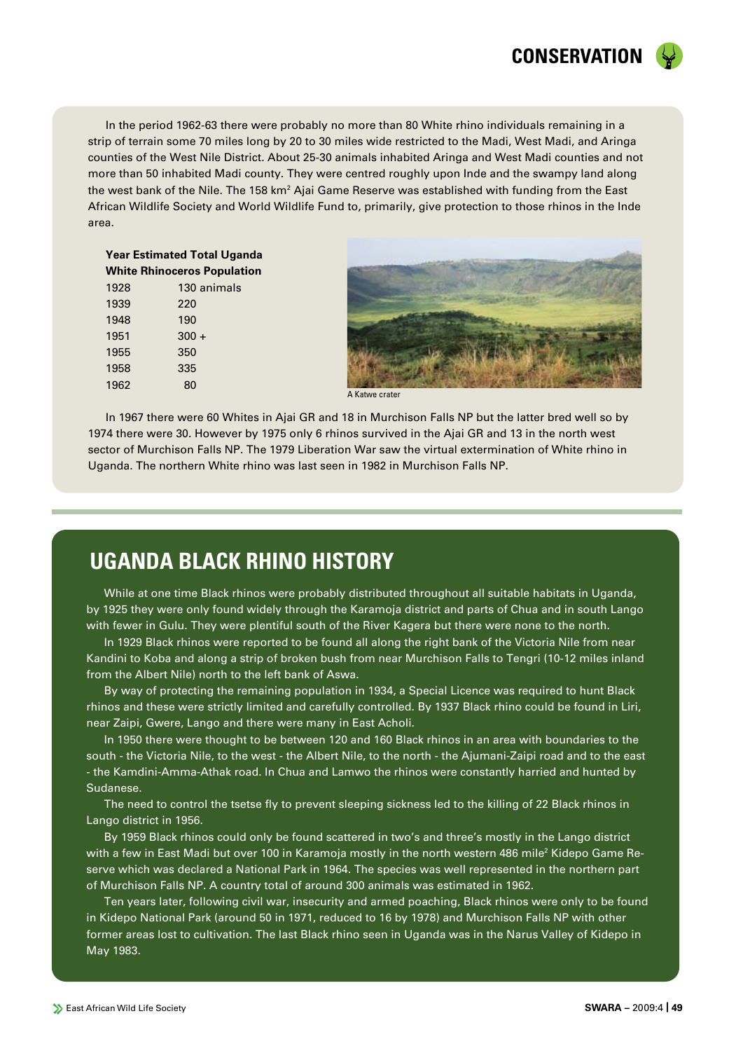In the period 1962-63 there were probably no more than 80 White rhino individuals remaining in a strip of terrain some 70 miles long by 20 to 30 miles wide restricted to the Madi, West Madi, and Aringa counties of the West Nile District. About 25-30 animals inhabited Aringa and West Madi counties and not more than 50 inhabited Madi county. They were centred roughly upon Inde and the swampy land along the west bank of the Nile. The 158 km² Ajai Game Reserve was established with funding from the East African Wildlife Society and World Wildlife Fund to, primarily, give protection to those rhinos in the Inde area.

| Year | Estimated Total Uganda White Rhinoceros Population |
|---|---|
| 1928 | 130 animals |
| 1939 | 220 |
| 1948 | 190 |
| 1951 | 300 + |
| 1955 | 350 |
| 1958 | 335 |
| 1962 | 80 |

A Katwe crater

In 1967 there were 60 Whites in Ajai GR and 18 in Murchison Falls NP but the latter bred well so by 1974 there were 30. However by 1975 only 6 rhinos survived in the Ajai GR and 13 in the north west sector of Murchison Falls NP. The 1979 Liberation War saw the virtual extermination of White rhino in Uganda. The northern White rhino was last seen in 1982 in Murchison Falls NP.

## UGANDA BLACK RHINO HISTORY

While at one time Black rhinos were probably distributed throughout all suitable habitats in Uganda, by 1925 they were only found widely through the Karamoja district and parts of Chua and in south Lango with fewer in Gulu. They were plentiful south of the River Kagera but there were none to the north.

In 1929 Black rhinos were reported to be found all along the right bank of the Victoria Nile from near Kandini to Koba and along a strip of broken bush from near Murchison Falls to Tengri (10-12 miles inland from the Albert Nile) north to the left bank of Aswa.

By way of protecting the remaining population in 1934, a Special Licence was required to hunt Black rhinos and these were strictly limited and carefully controlled. By 1937 Black rhino could be found in Liri, near Zaipi, Gwere, Lango and there were many in East Acholi.

In 1950 there were thought to be between 120 and 160 Black rhinos in an area with boundaries to the south - the Victoria Nile, to the west - the Albert Nile, to the north - the Ajumani-Zaipi road and to the east - the Kamdini-Amma-Athak road. In Chua and Lamwo the rhinos were constantly harried and hunted by Sudanese.

The need to control the tsetse fly to prevent sleeping sickness led to the killing of 22 Black rhinos in Lango district in 1956.

By 1959 Black rhinos could only be found scattered in two's and three's mostly in the Lango district with a few in East Madi but over 100 in Karamoja mostly in the north western 486 mile² Kidepo Game Reserve which was declared a National Park in 1964. The species was well represented in the northern part of Murchison Falls NP. A country total of around 300 animals was estimated in 1962.

Ten years later, following civil war, insecurity and armed poaching, Black rhinos were only to be found in Kidepo National Park (around 50 in 1971, reduced to 16 by 1978) and Murchison Falls NP with other former areas lost to cultivation. The last Black rhino seen in Uganda was in the Narus Valley of Kidepo in May 1983.